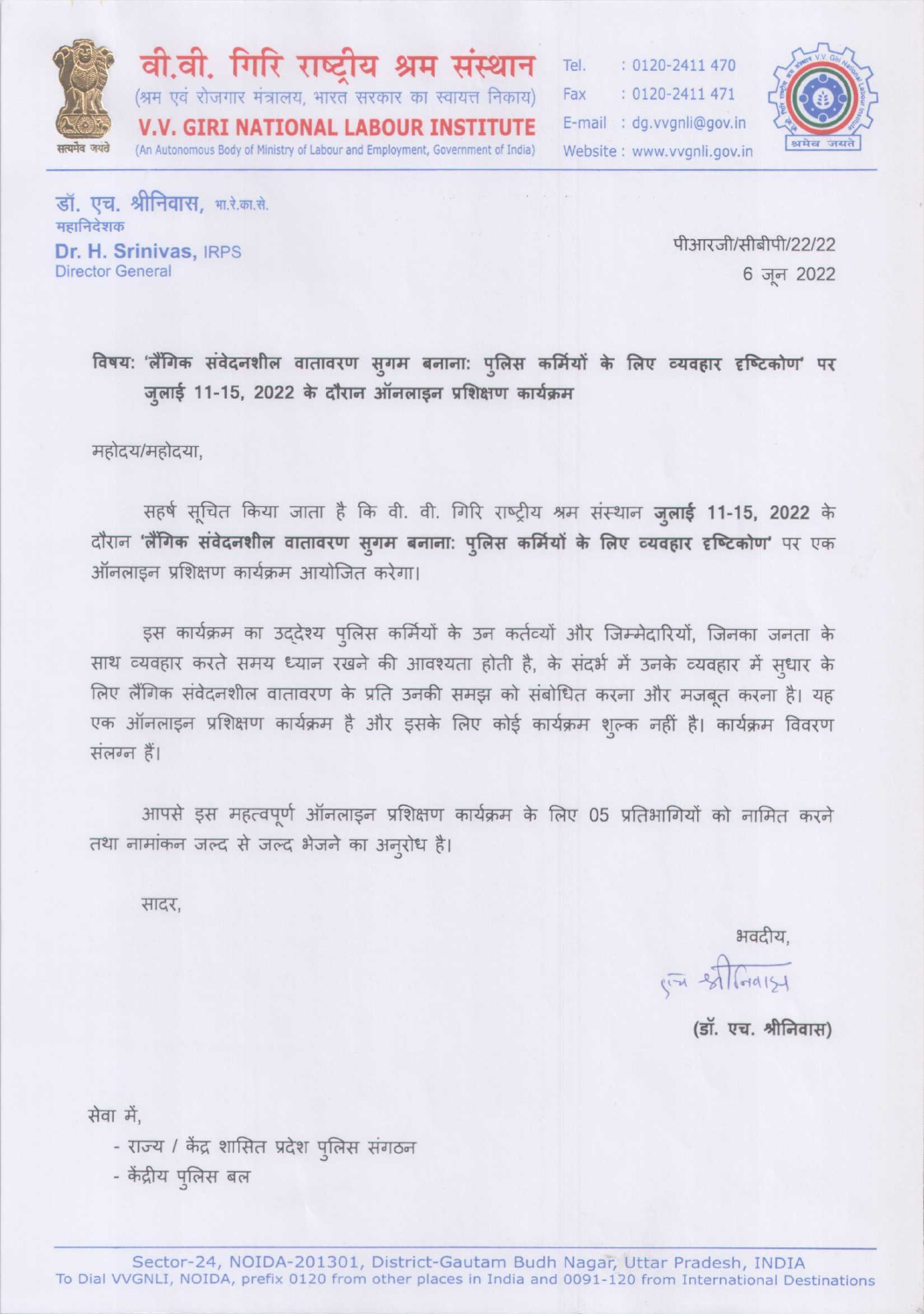# वी.वी. गिरि राष्ट्रीय श्रम संस्थान

(श्रम एवं रोजगार मंत्रालय, भारत सरकार का स्वायत्त निकाय)

# V.V. GIRI NATIONAL LABOUR INSTITUTE

(An Autonomous Body of Ministry of Labour and Employment, Government of India)

Tel. : 0120-2411 470
Fax : 0120-2411 471
E-mail : dg.vvgnli@gov.in
Website : www.vvgnli.gov.in

**डॉ. एच. श्रीनिवास,** भा.रे.का.से.
महानिदेशक
**Dr. H. Srinivas,** IRPS
Director General

पीआरजी/सीबीपी/22/22
6 जून 2022

**विषय: 'लैंगिक संवेदनशील वातावरण सुगम बनाना: पुलिस कर्मियों के लिए व्यवहार दृष्टिकोण' पर जुलाई 11-15, 2022 के दौरान ऑनलाइन प्रशिक्षण कार्यक्रम**

महोदय/महोदया,

सहर्ष सूचित किया जाता है कि वी. वी. गिरि राष्ट्रीय श्रम संस्थान **जुलाई 11-15, 2022** के दौरान **'लैंगिक संवेदनशील वातावरण सुगम बनाना: पुलिस कर्मियों के लिए व्यवहार दृष्टिकोण'** पर एक ऑनलाइन प्रशिक्षण कार्यक्रम आयोजित करेगा।

इस कार्यक्रम का उद्देश्य पुलिस कर्मियों के उन कर्तव्यों और जिम्मेदारियों, जिनका जनता के साथ व्यवहार करते समय ध्यान रखने की आवश्यता होती है, के संदर्भ में उनके व्यवहार में सुधार के लिए लैंगिक संवेदनशील वातावरण के प्रति उनकी समझ को संबोधित करना और मजबूत करना है। यह एक ऑनलाइन प्रशिक्षण कार्यक्रम है और इसके लिए कोई कार्यक्रम शुल्क नहीं है। कार्यक्रम विवरण संलग्न हैं।

आपसे इस महत्वपूर्ण ऑनलाइन प्रशिक्षण कार्यक्रम के लिए 05 प्रतिभागियों को नामित करने तथा नामांकन जल्द से जल्द भेजने का अनुरोध है।

सादर,

भवदीय,

एच श्रीनिवास

(डॉ. एच. श्रीनिवास)

सेवा में,

- राज्य / केंद्र शासित प्रदेश पुलिस संगठन
- केंद्रीय पुलिस बल

Sector-24, NOIDA-201301, District-Gautam Budh Nagar, Uttar Pradesh, INDIA
To Dial VVGNLI, NOIDA, prefix 0120 from other places in India and 0091-120 from International Destinations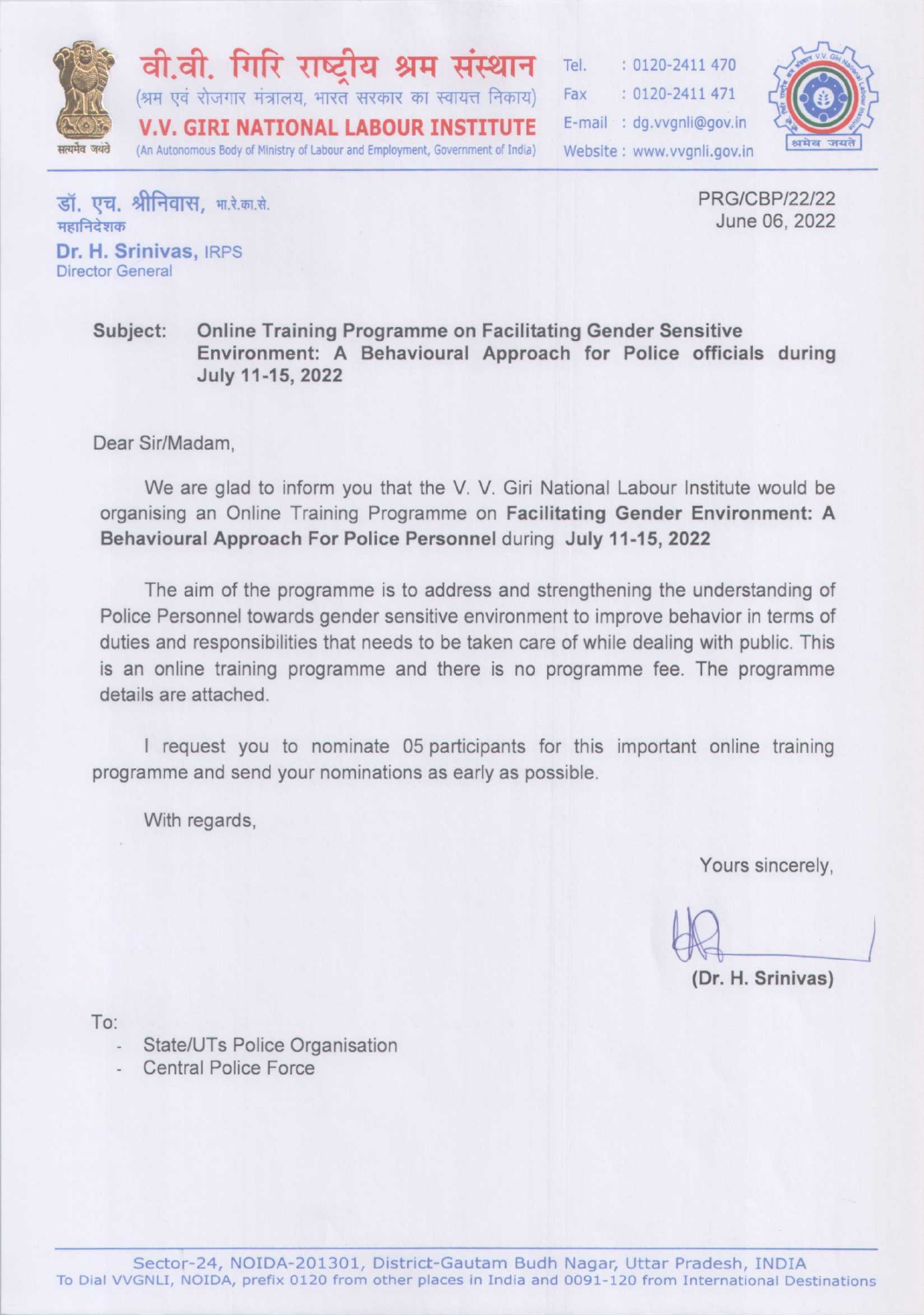वी.वी. गिरि राष्ट्रीय श्रम संस्थान
(श्रम एवं रोजगार मंत्रालय, भारत सरकार का स्वायत्त निकाय)
**V.V. GIRI NATIONAL LABOUR INSTITUTE**
(An Autonomous Body of Ministry of Labour and Employment, Government of India)

Tel. : 0120-2411 470
Fax : 0120-2411 471
E-mail : dg.vvgnli@gov.in
Website : www.vvgnli.gov.in

डॉ. एच. श्रीनिवास, भा.रे.का.से.
महानिदेशक
**Dr. H. Srinivas, IRPS**
Director General

PRG/CBP/22/22
June 06, 2022

**Subject: Online Training Programme on Facilitating Gender Sensitive Environment: A Behavioural Approach for Police officials during July 11-15, 2022**

Dear Sir/Madam,

We are glad to inform you that the V. V. Giri National Labour Institute would be organising an Online Training Programme on **Facilitating Gender Environment: A Behavioural Approach For Police Personnel** during **July 11-15, 2022**

The aim of the programme is to address and strengthening the understanding of Police Personnel towards gender sensitive environment to improve behavior in terms of duties and responsibilities that needs to be taken care of while dealing with public. This is an online training programme and there is no programme fee. The programme details are attached.

I request you to nominate 05 participants for this important online training programme and send your nominations as early as possible.

With regards,

Yours sincerely,

**(Dr. H. Srinivas)**

To:

- State/UTs Police Organisation
- Central Police Force

Sector-24, NOIDA-201301, District-Gautam Budh Nagar, Uttar Pradesh, INDIA
To Dial VVGNLI, NOIDA, prefix 0120 from other places in India and 0091-120 from International Destinations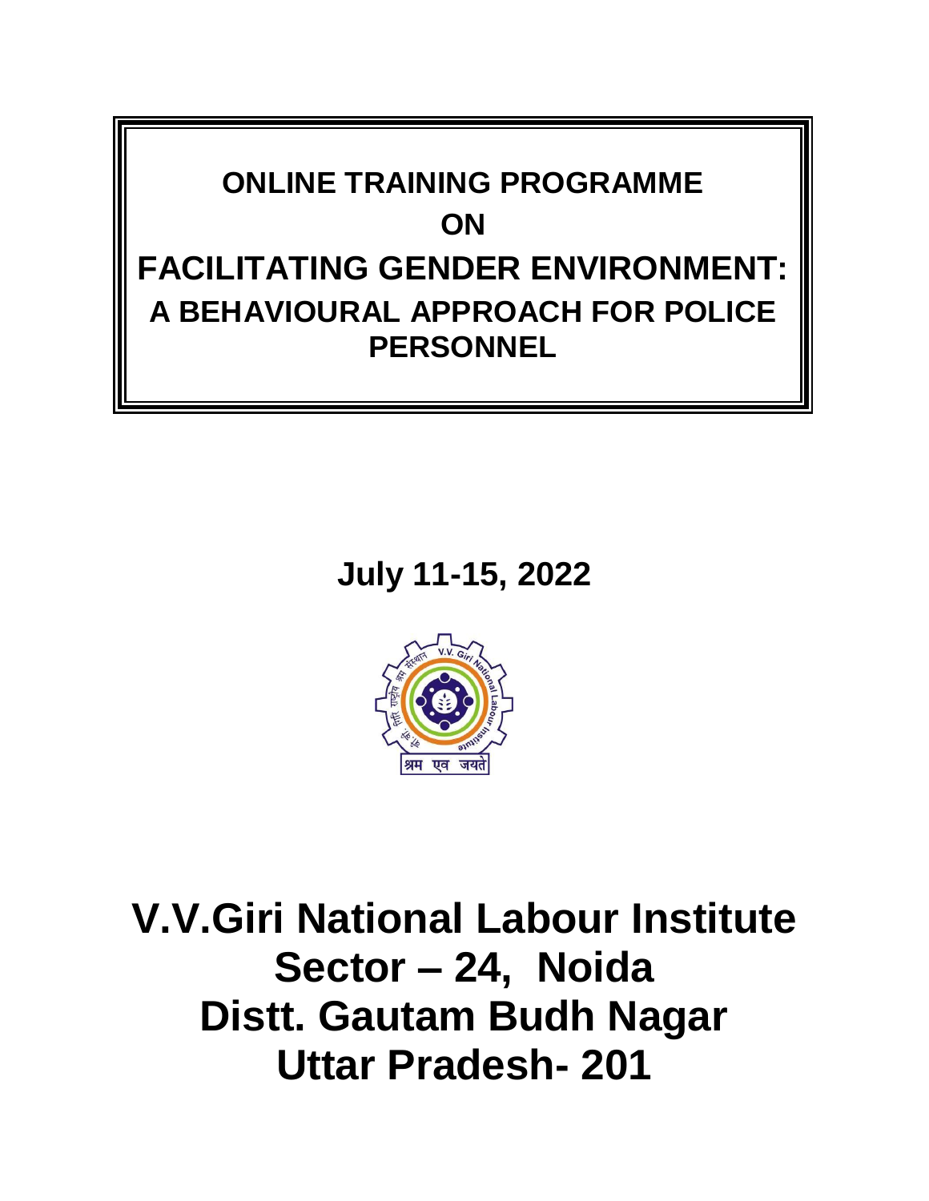# ONLINE TRAINING PROGRAMME ON FACILITATING GENDER ENVIRONMENT: A BEHAVIOURAL APPROACH FOR POLICE PERSONNEL

## July 11-15, 2022

# V.V.Giri National Labour Institute
# Sector – 24, Noida
# Distt. Gautam Budh Nagar
# Uttar Pradesh- 201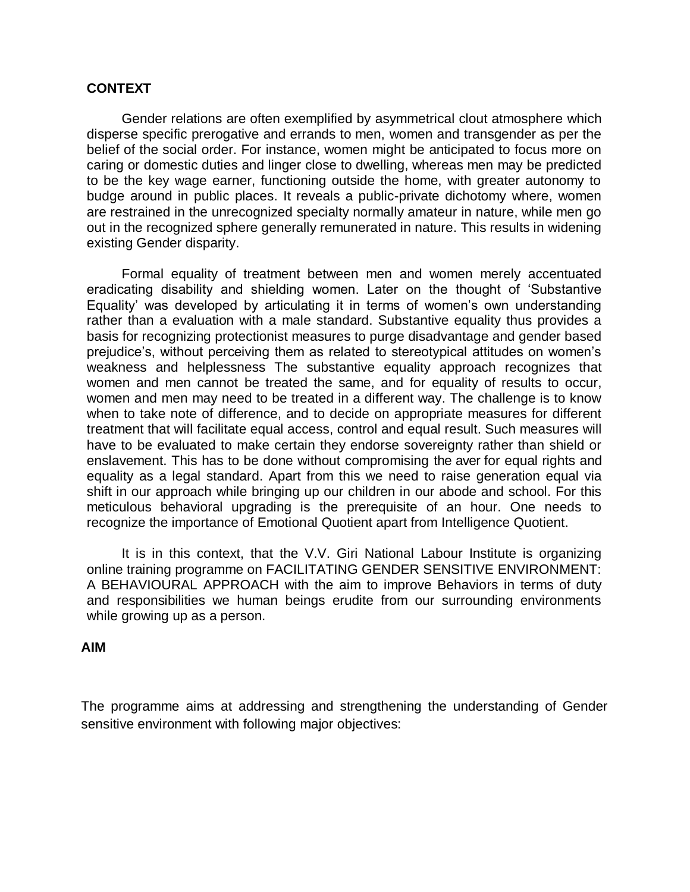**CONTEXT**

Gender relations are often exemplified by asymmetrical clout atmosphere which disperse specific prerogative and errands to men, women and transgender as per the belief of the social order. For instance, women might be anticipated to focus more on caring or domestic duties and linger close to dwelling, whereas men may be predicted to be the key wage earner, functioning outside the home, with greater autonomy to budge around in public places. It reveals a public-private dichotomy where, women are restrained in the unrecognized specialty normally amateur in nature, while men go out in the recognized sphere generally remunerated in nature. This results in widening existing Gender disparity.

Formal equality of treatment between men and women merely accentuated eradicating disability and shielding women. Later on the thought of 'Substantive Equality' was developed by articulating it in terms of women's own understanding rather than a evaluation with a male standard. Substantive equality thus provides a basis for recognizing protectionist measures to purge disadvantage and gender based prejudice's, without perceiving them as related to stereotypical attitudes on women's weakness and helplessness The substantive equality approach recognizes that women and men cannot be treated the same, and for equality of results to occur, women and men may need to be treated in a different way. The challenge is to know when to take note of difference, and to decide on appropriate measures for different treatment that will facilitate equal access, control and equal result. Such measures will have to be evaluated to make certain they endorse sovereignty rather than shield or enslavement. This has to be done without compromising the aver for equal rights and equality as a legal standard. Apart from this we need to raise generation equal via shift in our approach while bringing up our children in our abode and school. For this meticulous behavioral upgrading is the prerequisite of an hour. One needs to recognize the importance of Emotional Quotient apart from Intelligence Quotient.

It is in this context, that the V.V. Giri National Labour Institute is organizing online training programme on FACILITATING GENDER SENSITIVE ENVIRONMENT: A BEHAVIOURAL APPROACH with the aim to improve Behaviors in terms of duty and responsibilities we human beings erudite from our surrounding environments while growing up as a person.

**AIM**

The programme aims at addressing and strengthening the understanding of Gender sensitive environment with following major objectives: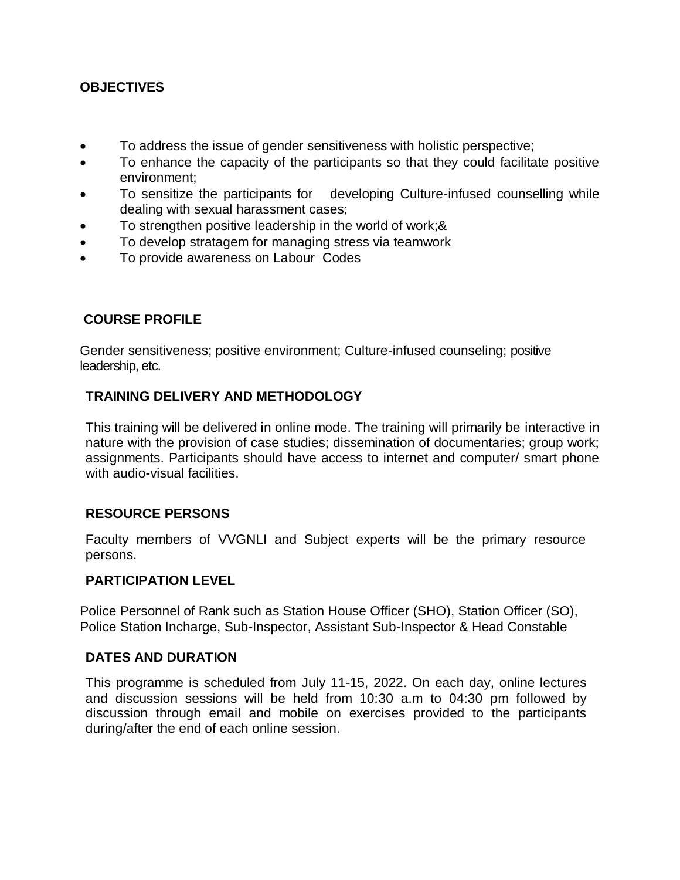## OBJECTIVES

- To address the issue of gender sensitiveness with holistic perspective;
- To enhance the capacity of the participants so that they could facilitate positive environment;
- To sensitize the participants for developing Culture-infused counselling while dealing with sexual harassment cases;
- To strengthen positive leadership in the world of work;&
- To develop stratagem for managing stress via teamwork
- To provide awareness on Labour Codes

## COURSE PROFILE

Gender sensitiveness; positive environment; Culture-infused counseling; positive leadership, etc.

## TRAINING DELIVERY AND METHODOLOGY

This training will be delivered in online mode. The training will primarily be interactive in nature with the provision of case studies; dissemination of documentaries; group work; assignments. Participants should have access to internet and computer/ smart phone with audio-visual facilities.

## RESOURCE PERSONS

Faculty members of VVGNLI and Subject experts will be the primary resource persons.

## PARTICIPATION LEVEL

Police Personnel of Rank such as Station House Officer (SHO), Station Officer (SO), Police Station Incharge, Sub-Inspector, Assistant Sub-Inspector & Head Constable

## DATES AND DURATION

This programme is scheduled from July 11-15, 2022. On each day, online lectures and discussion sessions will be held from 10:30 a.m to 04:30 pm followed by discussion through email and mobile on exercises provided to the participants during/after the end of each online session.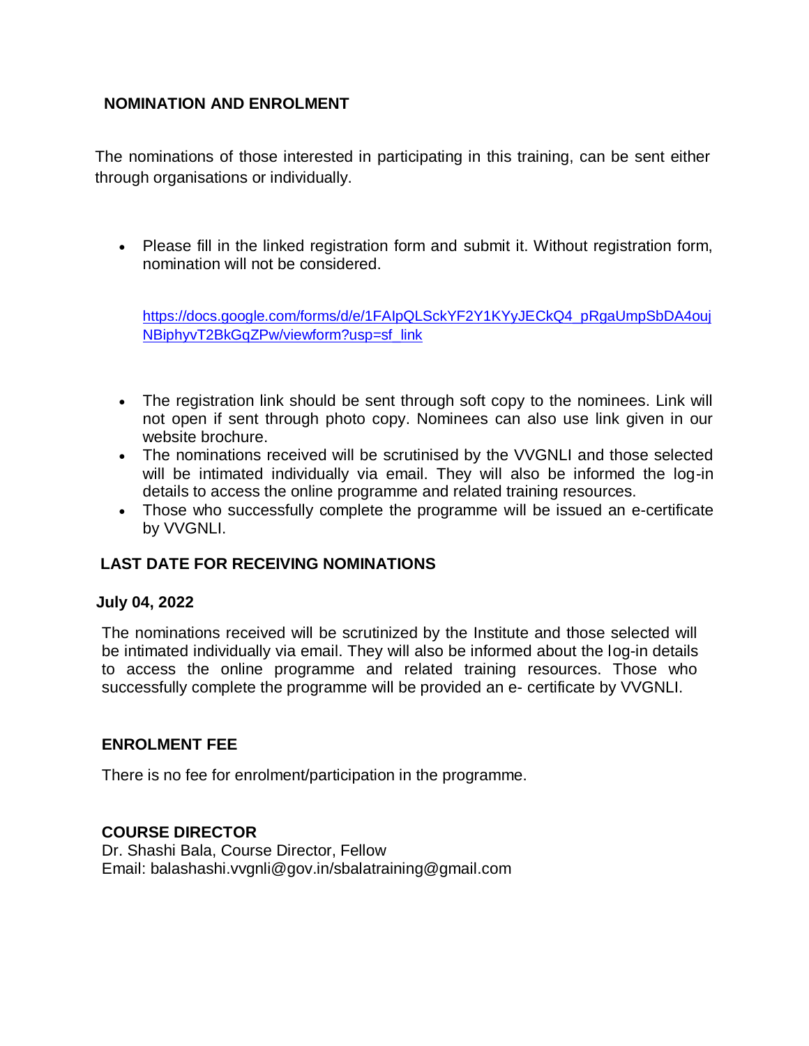## NOMINATION AND ENROLMENT

The nominations of those interested in participating in this training, can be sent either through organisations or individually.

- Please fill in the linked registration form and submit it. Without registration form, nomination will not be considered.

  https://docs.google.com/forms/d/e/1FAIpQLSckYF2Y1KYyJECkQ4_pRgaUmpSbDA4oujNBiphyvT2BkGqZPw/viewform?usp=sf_link

- The registration link should be sent through soft copy to the nominees. Link will not open if sent through photo copy. Nominees can also use link given in our website brochure.
- The nominations received will be scrutinised by the VVGNLI and those selected will be intimated individually via email. They will also be informed the log-in details to access the online programme and related training resources.
- Those who successfully complete the programme will be issued an e-certificate by VVGNLI.

## LAST DATE FOR RECEIVING NOMINATIONS

**July 04, 2022**

The nominations received will be scrutinized by the Institute and those selected will be intimated individually via email. They will also be informed about the log-in details to access the online programme and related training resources. Those who successfully complete the programme will be provided an e- certificate by VVGNLI.

## ENROLMENT FEE

There is no fee for enrolment/participation in the programme.

## COURSE DIRECTOR

Dr. Shashi Bala, Course Director, Fellow
Email: balashashi.vvgnli@gov.in/sbalatraining@gmail.com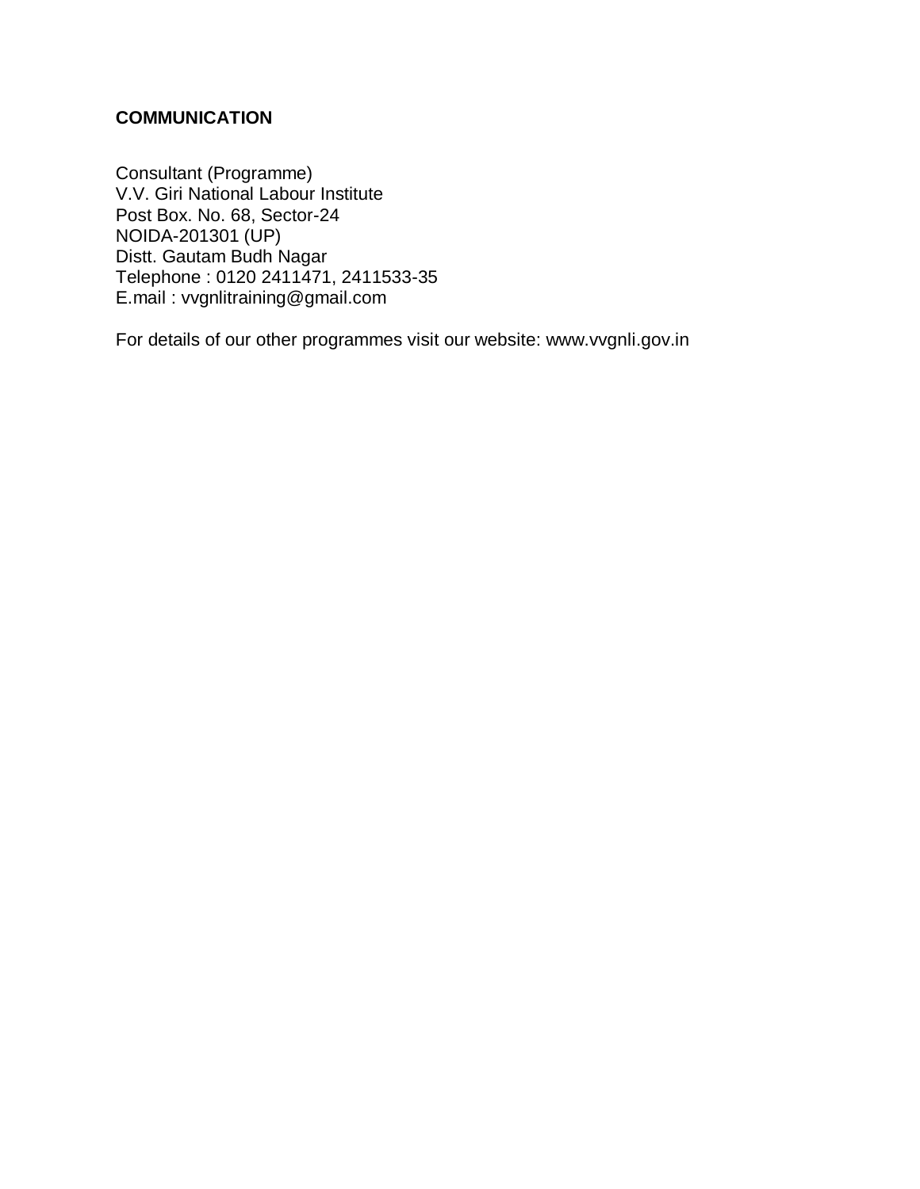**COMMUNICATION**

Consultant (Programme)
V.V. Giri National Labour Institute
Post Box. No. 68, Sector-24
NOIDA-201301 (UP)
Distt. Gautam Budh Nagar
Telephone : 0120 2411471, 2411533-35
E.mail : vvgnlitraining@gmail.com

For details of our other programmes visit our website: www.vvgnli.gov.in